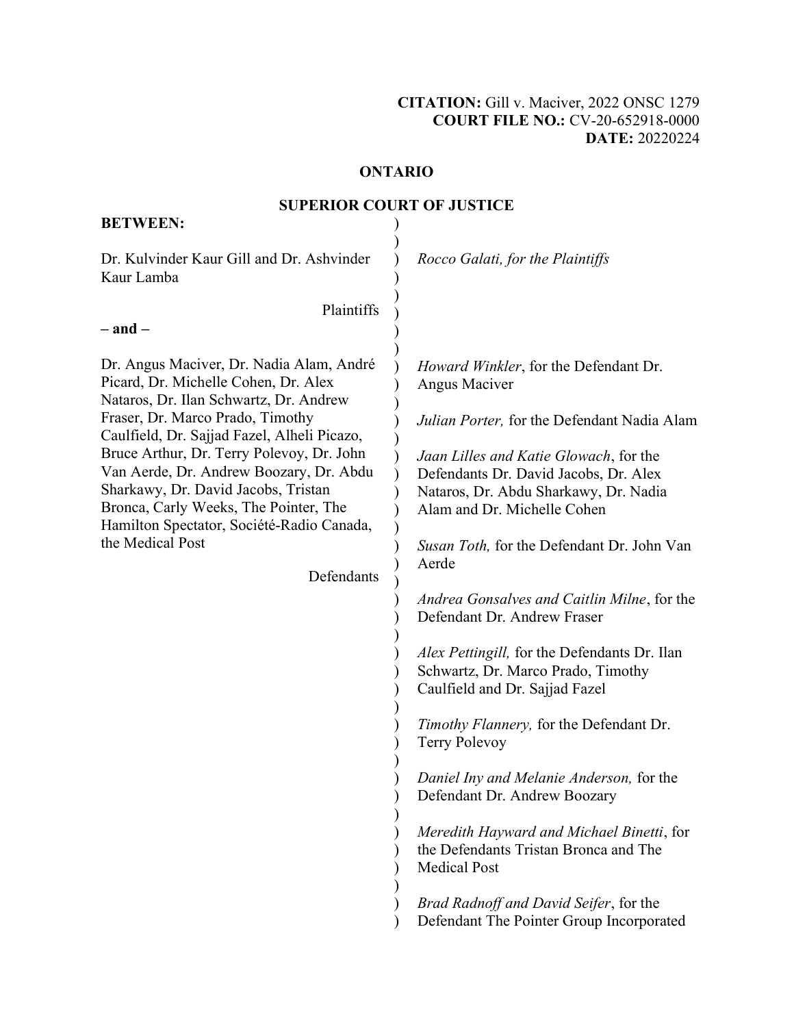**CITATION:** Gill v. Maciver, 2022 ONSC 1279
**COURT FILE NO.:** CV-20-652918-0000
**DATE:** 20220224

# ONTARIO

## SUPERIOR COURT OF JUSTICE

**BETWEEN:**

Dr. Kulvinder Kaur Gill and Dr. Ashvinder Kaur Lamba

Plaintiffs

**– and –**

Dr. Angus Maciver, Dr. Nadia Alam, André Picard, Dr. Michelle Cohen, Dr. Alex Nataros, Dr. Ilan Schwartz, Dr. Andrew Fraser, Dr. Marco Prado, Timothy Caulfield, Dr. Sajjad Fazel, Alheli Picazo, Bruce Arthur, Dr. Terry Polevoy, Dr. John Van Aerde, Dr. Andrew Boozary, Dr. Abdu Sharkawy, Dr. David Jacobs, Tristan Bronca, Carly Weeks, The Pointer, The Hamilton Spectator, Société-Radio Canada, the Medical Post

Defendants

*Rocco Galati, for the Plaintiffs*

*Howard Winkler*, for the Defendant Dr. Angus Maciver

*Julian Porter,* for the Defendant Nadia Alam

*Jaan Lilles and Katie Glowach*, for the Defendants Dr. David Jacobs, Dr. Alex Nataros, Dr. Abdu Sharkawy, Dr. Nadia Alam and Dr. Michelle Cohen

*Susan Toth,* for the Defendant Dr. John Van Aerde

*Andrea Gonsalves and Caitlin Milne*, for the Defendant Dr. Andrew Fraser

*Alex Pettingill,* for the Defendants Dr. Ilan Schwartz, Dr. Marco Prado, Timothy Caulfield and Dr. Sajjad Fazel

*Timothy Flannery,* for the Defendant Dr. Terry Polevoy

*Daniel Iny and Melanie Anderson,* for the Defendant Dr. Andrew Boozary

*Meredith Hayward and Michael Binetti*, for the Defendants Tristan Bronca and The Medical Post

*Brad Radnoff and David Seifer*, for the Defendant The Pointer Group Incorporated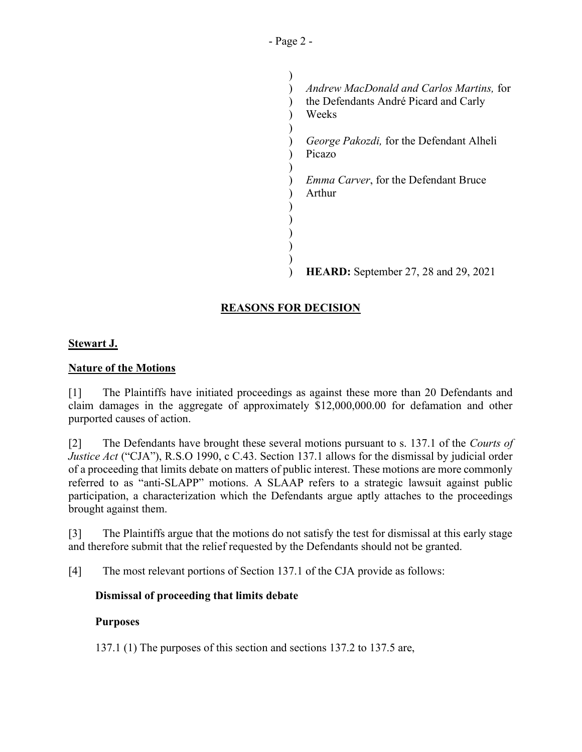*Andrew MacDonald and Carlos Martins,* for the Defendants André Picard and Carly Weeks

*George Pakozdi,* for the Defendant Alheli Picazo

*Emma Carver*, for the Defendant Bruce Arthur

**HEARD:** September 27, 28 and 29, 2021

## REASONS FOR DECISION

**Stewart J.**

### Nature of the Motions

[1] The Plaintiffs have initiated proceedings as against these more than 20 Defendants and claim damages in the aggregate of approximately $12,000,000.00 for defamation and other purported causes of action.

[2] The Defendants have brought these several motions pursuant to s. 137.1 of the *Courts of Justice Act* ("CJA"), R.S.O 1990, c C.43. Section 137.1 allows for the dismissal by judicial order of a proceeding that limits debate on matters of public interest. These motions are more commonly referred to as "anti-SLAPP" motions. A SLAAP refers to a strategic lawsuit against public participation, a characterization which the Defendants argue aptly attaches to the proceedings brought against them.

[3] The Plaintiffs argue that the motions do not satisfy the test for dismissal at this early stage and therefore submit that the relief requested by the Defendants should not be granted.

[4] The most relevant portions of Section 137.1 of the CJA provide as follows:

> **Dismissal of proceeding that limits debate**
>
> **Purposes**
>
> 137.1 (1) The purposes of this section and sections 137.2 to 137.5 are,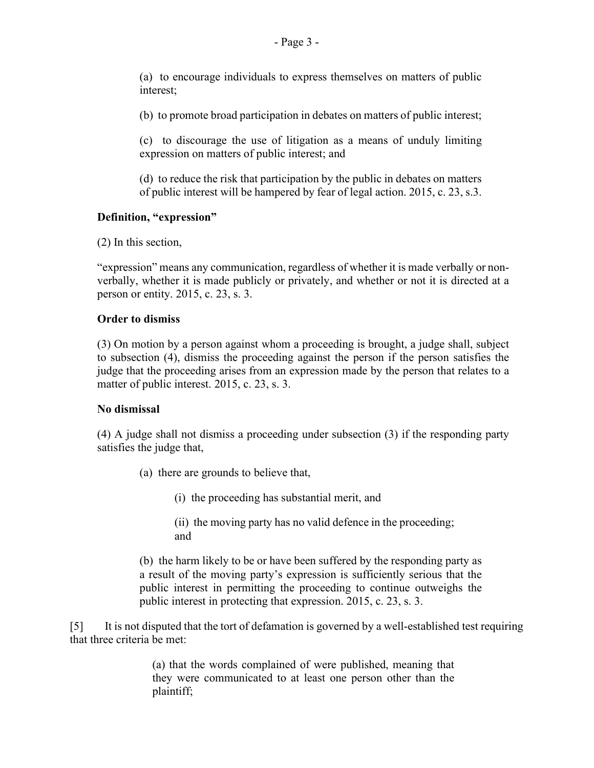(a) to encourage individuals to express themselves on matters of public interest;

(b) to promote broad participation in debates on matters of public interest;

(c) to discourage the use of litigation as a means of unduly limiting expression on matters of public interest; and

(d) to reduce the risk that participation by the public in debates on matters of public interest will be hampered by fear of legal action. 2015, c. 23, s.3.

**Definition, "expression"**

(2) In this section,

"expression" means any communication, regardless of whether it is made verbally or non-verbally, whether it is made publicly or privately, and whether or not it is directed at a person or entity. 2015, c. 23, s. 3.

**Order to dismiss**

(3) On motion by a person against whom a proceeding is brought, a judge shall, subject to subsection (4), dismiss the proceeding against the person if the person satisfies the judge that the proceeding arises from an expression made by the person that relates to a matter of public interest. 2015, c. 23, s. 3.

**No dismissal**

(4) A judge shall not dismiss a proceeding under subsection (3) if the responding party satisfies the judge that,

(a) there are grounds to believe that,

(i) the proceeding has substantial merit, and

(ii) the moving party has no valid defence in the proceeding; and

(b) the harm likely to be or have been suffered by the responding party as a result of the moving party's expression is sufficiently serious that the public interest in permitting the proceeding to continue outweighs the public interest in protecting that expression. 2015, c. 23, s. 3.

[5] It is not disputed that the tort of defamation is governed by a well-established test requiring that three criteria be met:

(a) that the words complained of were published, meaning that they were communicated to at least one person other than the plaintiff;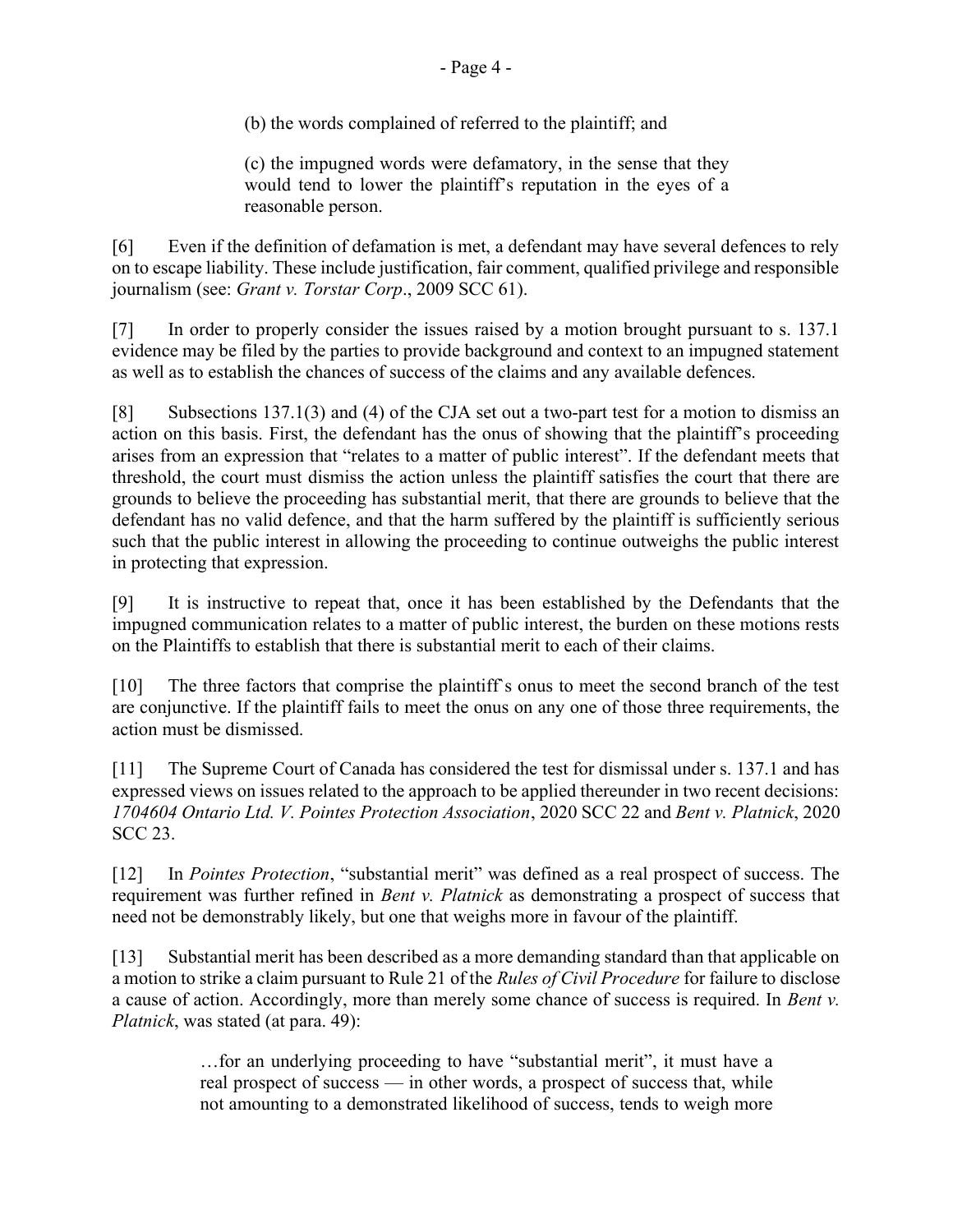(b) the words complained of referred to the plaintiff; and

(c) the impugned words were defamatory, in the sense that they would tend to lower the plaintiff's reputation in the eyes of a reasonable person.

[6] Even if the definition of defamation is met, a defendant may have several defences to rely on to escape liability. These include justification, fair comment, qualified privilege and responsible journalism (see: *Grant v. Torstar Corp*., 2009 SCC 61).

[7] In order to properly consider the issues raised by a motion brought pursuant to s. 137.1 evidence may be filed by the parties to provide background and context to an impugned statement as well as to establish the chances of success of the claims and any available defences.

[8] Subsections 137.1(3) and (4) of the CJA set out a two-part test for a motion to dismiss an action on this basis. First, the defendant has the onus of showing that the plaintiff's proceeding arises from an expression that "relates to a matter of public interest". If the defendant meets that threshold, the court must dismiss the action unless the plaintiff satisfies the court that there are grounds to believe the proceeding has substantial merit, that there are grounds to believe that the defendant has no valid defence, and that the harm suffered by the plaintiff is sufficiently serious such that the public interest in allowing the proceeding to continue outweighs the public interest in protecting that expression.

[9] It is instructive to repeat that, once it has been established by the Defendants that the impugned communication relates to a matter of public interest, the burden on these motions rests on the Plaintiffs to establish that there is substantial merit to each of their claims.

[10] The three factors that comprise the plaintiff`s onus to meet the second branch of the test are conjunctive. If the plaintiff fails to meet the onus on any one of those three requirements, the action must be dismissed.

[11] The Supreme Court of Canada has considered the test for dismissal under s. 137.1 and has expressed views on issues related to the approach to be applied thereunder in two recent decisions: *1704604 Ontario Ltd. V. Pointes Protection Association*, 2020 SCC 22 and *Bent v. Platnick*, 2020 SCC 23.

[12] In *Pointes Protection*, "substantial merit" was defined as a real prospect of success. The requirement was further refined in *Bent v. Platnick* as demonstrating a prospect of success that need not be demonstrably likely, but one that weighs more in favour of the plaintiff.

[13] Substantial merit has been described as a more demanding standard than that applicable on a motion to strike a claim pursuant to Rule 21 of the *Rules of Civil Procedure* for failure to disclose a cause of action. Accordingly, more than merely some chance of success is required. In *Bent v. Platnick*, was stated (at para. 49):

> …for an underlying proceeding to have "substantial merit", it must have a real prospect of success — in other words, a prospect of success that, while not amounting to a demonstrated likelihood of success, tends to weigh more